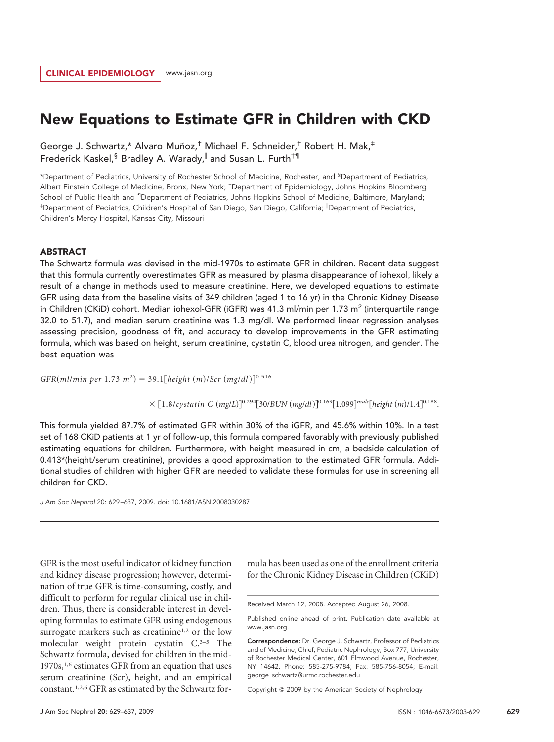CLINICAL EPIDEMIOLOGY www.jasn.org

# New Equations to Estimate GFR in Children with CKD

George J. Schwartz,* Alvaro Muñoz,[†] Michael F. Schneider,[†] Robert H. Mak,[‡] Frederick Kaskel,[§] Bradley A. Warady,[∥] and Susan L. Furth[†¶]

*Department of Pediatrics, University of Rochester School of Medicine, Rochester, and [§]Department of Pediatrics, Albert Einstein College of Medicine, Bronx, New York; [†]Department of Epidemiology, Johns Hopkins Bloomberg School of Public Health and [¶]Department of Pediatrics, Johns Hopkins School of Medicine, Baltimore, Maryland; [‡]Department of Pediatrics, Children's Hospital of San Diego, San Diego, California; [∥]Department of Pediatrics, Children's Mercy Hospital, Kansas City, Missouri

## ABSTRACT

The Schwartz formula was devised in the mid-1970s to estimate GFR in children. Recent data suggest that this formula currently overestimates GFR as measured by plasma disappearance of iohexol, likely a result of a change in methods used to measure creatinine. Here, we developed equations to estimate GFR using data from the baseline visits of 349 children (aged 1 to 16 yr) in the Chronic Kidney Disease in Children (CKiD) cohort. Median iohexol-GFR (iGFR) was 41.3 ml/min per 1.73 $m^2$ (interquartile range 32.0 to 51.7), and median serum creatinine was 1.3 mg/dl. We performed linear regression analyses assessing precision, goodness of fit, and accuracy to develop improvements in the GFR estimating formula, which was based on height, serum creatinine, cystatin C, blood urea nitrogen, and gender. The best equation was

$$GFR(ml/min\ per\ 1.73\ m^2) = 39.1[height\ (m)/Scr\ (mg/dl)]^{0.516}$$

$$\times [1.8/cystatin\ C\ (mg/L)]^{0.294}[30/BUN\ (mg/dl)]^{0.169}[1.099]^{male}[height\ (m)/1.4]^{0.188}.$$

This formula yielded 87.7% of estimated GFR within 30% of the iGFR, and 45.6% within 10%. In a test set of 168 CKiD patients at 1 yr of follow-up, this formula compared favorably with previously published estimating equations for children. Furthermore, with height measured in cm, a bedside calculation of 0.413*(height/serum creatinine), provides a good approximation to the estimated GFR formula. Additional studies of children with higher GFR are needed to validate these formulas for use in screening all children for CKD.

*J Am Soc Nephrol* 20: 629–637, 2009. doi: 10.1681/ASN.2008030287

GFR is the most useful indicator of kidney function and kidney disease progression; however, determination of true GFR is time-consuming, costly, and difficult to perform for regular clinical use in children. Thus, there is considerable interest in developing formulas to estimate GFR using endogenous surrogate markers such as creatinine[1,2] or the low molecular weight protein cystatin C.[3–5] The Schwartz formula, devised for children in the mid-1970s,[1,6] estimates GFR from an equation that uses serum creatinine (Scr), height, and an empirical constant.[1,2,6] GFR as estimated by the Schwartz formula has been used as one of the enrollment criteria for the Chronic Kidney Disease in Children (CKiD)

Received March 12, 2008. Accepted August 26, 2008.

Published online ahead of print. Publication date available at www.jasn.org.

**Correspondence:** Dr. George J. Schwartz, Professor of Pediatrics and of Medicine, Chief, Pediatric Nephrology, Box 777, University of Rochester Medical Center, 601 Elmwood Avenue, Rochester, NY 14642. Phone: 585-275-9784; Fax: 585-756-8054; E-mail: george_schwartz@urmc.rochester.edu

Copyright © 2009 by the American Society of Nephrology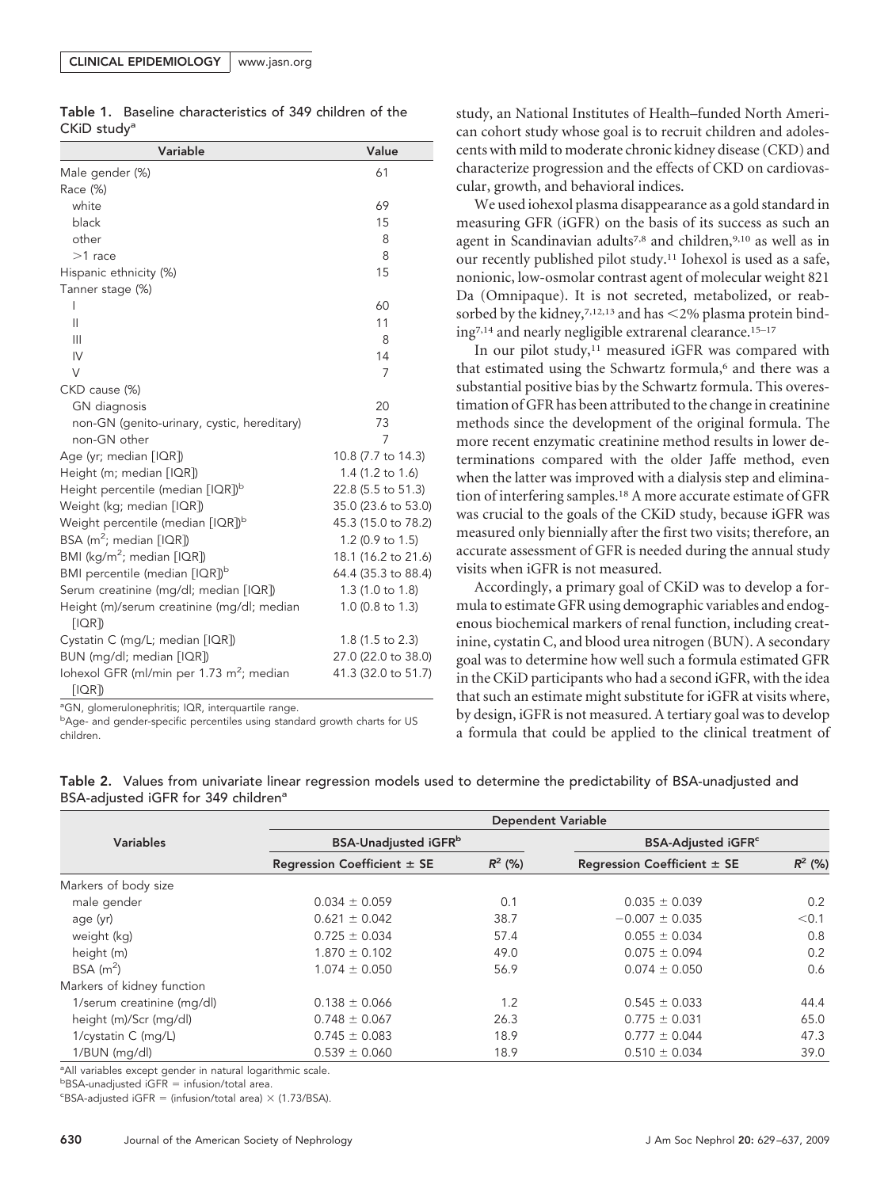**Table 1.** Baseline characteristics of 349 children of the CKiD study[a]

| Variable | Value |
|---|---|
| Male gender (%) | 61 |
| Race (%) | |
| white | 69 |
| black | 15 |
| other | 8 |
| >1 race | 8 |
| Hispanic ethnicity (%) | 15 |
| Tanner stage (%) | |
| I | 60 |
| II | 11 |
| III | 8 |
| IV | 14 |
| V | 7 |
| CKD cause (%) | |
| GN diagnosis | 20 |
| non-GN (genito-urinary, cystic, hereditary) | 73 |
| non-GN other | 7 |
| Age (yr; median [IQR]) | 10.8 (7.7 to 14.3) |
| Height (m; median [IQR]) | 1.4 (1.2 to 1.6) |
| Height percentile (median [IQR])[b] | 22.8 (5.5 to 51.3) |
| Weight (kg; median [IQR]) | 35.0 (23.6 to 53.0) |
| Weight percentile (median [IQR])[b] | 45.3 (15.0 to 78.2) |
| BSA ($m^2$; median [IQR]) | 1.2 (0.9 to 1.5) |
| BMI ($kg/m^2$; median [IQR]) | 18.1 (16.2 to 21.6) |
| BMI percentile (median [IQR])[b] | 64.4 (35.3 to 88.4) |
| Serum creatinine (mg/dl; median [IQR]) | 1.3 (1.0 to 1.8) |
| Height (m)/serum creatinine (mg/dl; median [IQR]) | 1.0 (0.8 to 1.3) |
| Cystatin C (mg/L; median [IQR]) | 1.8 (1.5 to 2.3) |
| BUN (mg/dl; median [IQR]) | 27.0 (22.0 to 38.0) |
| Iohexol GFR (ml/min per 1.73 $m^2$; median [IQR]) | 41.3 (32.0 to 51.7) |

[a]GN, glomerulonephritis; IQR, interquartile range.
[b]Age- and gender-specific percentiles using standard growth charts for US children.

study, an National Institutes of Health–funded North American cohort study whose goal is to recruit children and adolescents with mild to moderate chronic kidney disease (CKD) and characterize progression and the effects of CKD on cardiovascular, growth, and behavioral indices.

We used iohexol plasma disappearance as a gold standard in measuring GFR (iGFR) on the basis of its success as such an agent in Scandinavian adults[7,8] and children,[9,10] as well as in our recently published pilot study.[11] Iohexol is used as a safe, nonionic, low-osmolar contrast agent of molecular weight 821 Da (Omnipaque). It is not secreted, metabolized, or reabsorbed by the kidney,[7,12,13] and has <2% plasma protein binding[7,14] and nearly negligible extrarenal clearance.[15–17]

In our pilot study,[11] measured iGFR was compared with that estimated using the Schwartz formula,[6] and there was a substantial positive bias by the Schwartz formula. This overestimation of GFR has been attributed to the change in creatinine methods since the development of the original formula. The more recent enzymatic creatinine method results in lower determinations compared with the older Jaffe method, even when the latter was improved with a dialysis step and elimination of interfering samples.[18] A more accurate estimate of GFR was crucial to the goals of the CKiD study, because iGFR was measured only biennially after the first two visits; therefore, an accurate assessment of GFR is needed during the annual study visits when iGFR is not measured.

Accordingly, a primary goal of CKiD was to develop a formula to estimate GFR using demographic variables and endogenous biochemical markers of renal function, including creatinine, cystatin C, and blood urea nitrogen (BUN). A secondary goal was to determine how well such a formula estimated GFR in the CKiD participants who had a second iGFR, with the idea that such an estimate might substitute for iGFR at visits where, by design, iGFR is not measured. A tertiary goal was to develop a formula that could be applied to the clinical treatment of

**Table 2.** Values from univariate linear regression models used to determine the predictability of BSA-unadjusted and BSA-adjusted iGFR for 349 children[a]

| Variables | BSA-Unadjusted iGFR[b] | | BSA-Adjusted iGFR[c] | |
|---|---|---|---|---|
| | Regression Coefficient ± SE | $R^2$ (%) | Regression Coefficient ± SE | $R^2$ (%) |
| Markers of body size | | | | |
| male gender | 0.034 ± 0.059 | 0.1 | 0.035 ± 0.039 | 0.2 |
| age (yr) | 0.621 ± 0.042 | 38.7 | −0.007 ± 0.035 | <0.1 |
| weight (kg) | 0.725 ± 0.034 | 57.4 | 0.055 ± 0.034 | 0.8 |
| height (m) | 1.870 ± 0.102 | 49.0 | 0.075 ± 0.094 | 0.2 |
| BSA ($m^2$) | 1.074 ± 0.050 | 56.9 | 0.074 ± 0.050 | 0.6 |
| Markers of kidney function | | | | |
| 1/serum creatinine (mg/dl) | 0.138 ± 0.066 | 1.2 | 0.545 ± 0.033 | 44.4 |
| height (m)/Scr (mg/dl) | 0.748 ± 0.067 | 26.3 | 0.775 ± 0.031 | 65.0 |
| 1/cystatin C (mg/L) | 0.745 ± 0.083 | 18.9 | 0.777 ± 0.044 | 47.3 |
| 1/BUN (mg/dl) | 0.539 ± 0.060 | 18.9 | 0.510 ± 0.034 | 39.0 |

[a]All variables except gender in natural logarithmic scale.
[b]BSA-unadjusted iGFR = infusion/total area.
[c]BSA-adjusted iGFR = (infusion/total area) × (1.73/BSA).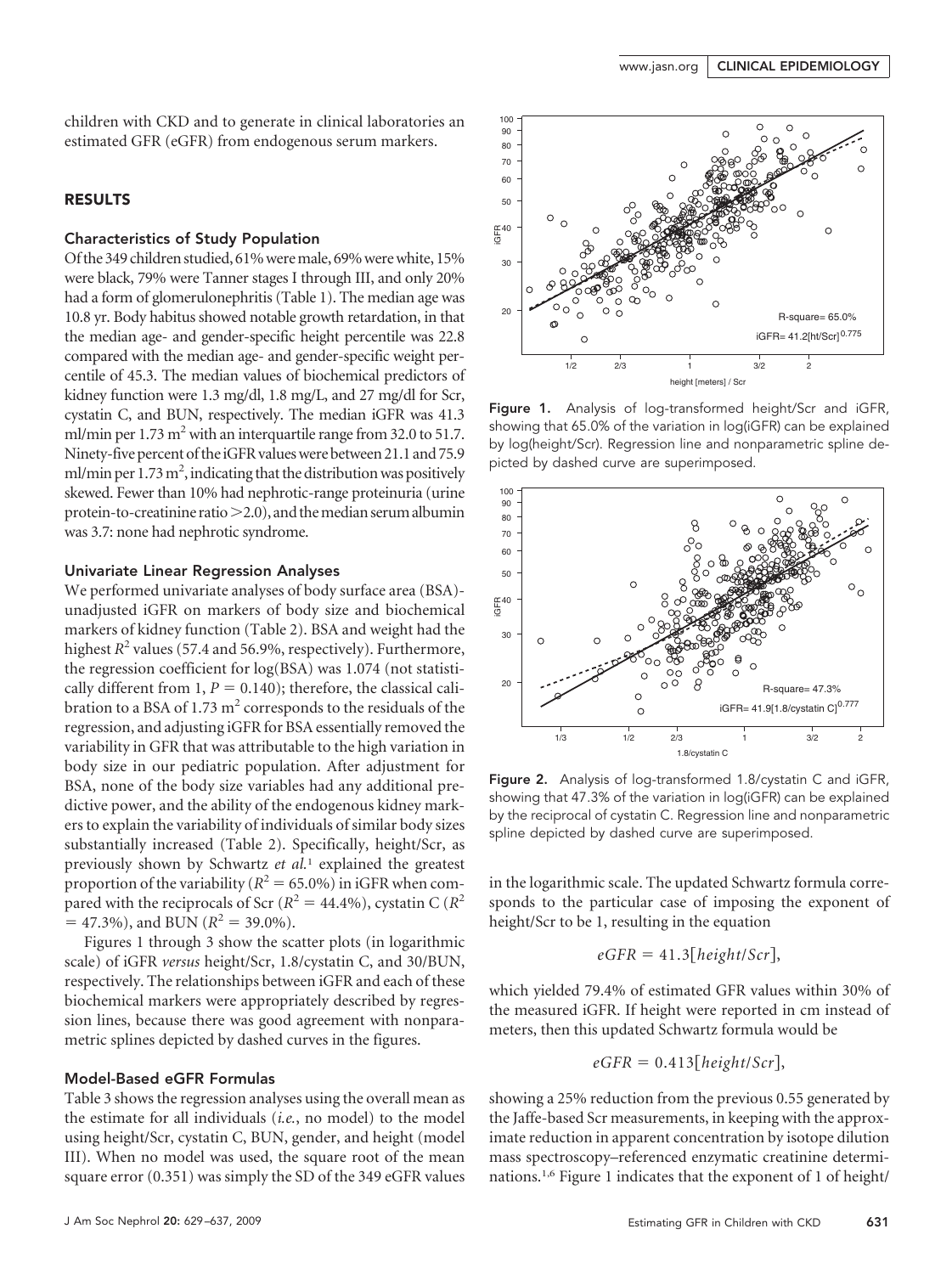children with CKD and to generate in clinical laboratories an estimated GFR (eGFR) from endogenous serum markers.

## RESULTS

### Characteristics of Study Population

Of the 349 children studied, 61% were male, 69% were white, 15% were black, 79% were Tanner stages I through III, and only 20% had a form of glomerulonephritis (Table 1). The median age was 10.8 yr. Body habitus showed notable growth retardation, in that the median age- and gender-specific height percentile was 22.8 compared with the median age- and gender-specific weight percentile of 45.3. The median values of biochemical predictors of kidney function were 1.3 mg/dl, 1.8 mg/L, and 27 mg/dl for Scr, cystatin C, and BUN, respectively. The median iGFR was 41.3 ml/min per 1.73 $m^2$ with an interquartile range from 32.0 to 51.7. Ninety-five percent of the iGFR values were between 21.1 and 75.9 ml/min per 1.73 $m^2$, indicating that the distribution was positively skewed. Fewer than 10% had nephrotic-range proteinuria (urine protein-to-creatinine ratio >2.0), and the median serum albumin was 3.7: none had nephrotic syndrome.

### Univariate Linear Regression Analyses

We performed univariate analyses of body surface area (BSA)-unadjusted iGFR on markers of body size and biochemical markers of kidney function (Table 2). BSA and weight had the highest $R^2$ values (57.4 and 56.9%, respectively). Furthermore, the regression coefficient for log(BSA) was 1.074 (not statistically different from 1, $P = 0.140$); therefore, the classical calibration to a BSA of 1.73 $m^2$ corresponds to the residuals of the regression, and adjusting iGFR for BSA essentially removed the variability in GFR that was attributable to the high variation in body size in our pediatric population. After adjustment for BSA, none of the body size variables had any additional predictive power, and the ability of the endogenous kidney markers to explain the variability of individuals of similar body sizes substantially increased (Table 2). Specifically, height/Scr, as previously shown by Schwartz *et al.*[1] explained the greatest proportion of the variability ($R^2 = 65.0\%$) in iGFR when compared with the reciprocals of Scr ($R^2 = 44.4\%$), cystatin C ($R^2 = 47.3\%$), and BUN ($R^2 = 39.0\%$).

Figures 1 through 3 show the scatter plots (in logarithmic scale) of iGFR *versus* height/Scr, 1.8/cystatin C, and 30/BUN, respectively. The relationships between iGFR and each of these biochemical markers were appropriately described by regression lines, because there was good agreement with nonparametric splines depicted by dashed curves in the figures.

### Model-Based eGFR Formulas

Table 3 shows the regression analyses using the overall mean as the estimate for all individuals (*i.e.*, no model) to the model using height/Scr, cystatin C, BUN, gender, and height (model III). When no model was used, the square root of the mean square error (0.351) was simply the SD of the 349 eGFR values

**Figure 1.** Analysis of log-transformed height/Scr and iGFR, showing that 65.0% of the variation in log(iGFR) can be explained by log(height/Scr). Regression line and nonparametric spline depicted by dashed curve are superimposed.

**Figure 2.** Analysis of log-transformed 1.8/cystatin C and iGFR, showing that 47.3% of the variation in log(iGFR) can be explained by the reciprocal of cystatin C. Regression line and nonparametric spline depicted by dashed curve are superimposed.

in the logarithmic scale. The updated Schwartz formula corresponds to the particular case of imposing the exponent of height/Scr to be 1, resulting in the equation

$$eGFR = 41.3[height/Scr],$$

which yielded 79.4% of estimated GFR values within 30% of the measured iGFR. If height were reported in cm instead of meters, then this updated Schwartz formula would be

$$eGFR = 0.413[height/Scr],$$

showing a 25% reduction from the previous 0.55 generated by the Jaffe-based Scr measurements, in keeping with the approximate reduction in apparent concentration by isotope dilution mass spectroscopy–referenced enzymatic creatinine determinations.[1,6] Figure 1 indicates that the exponent of 1 of height/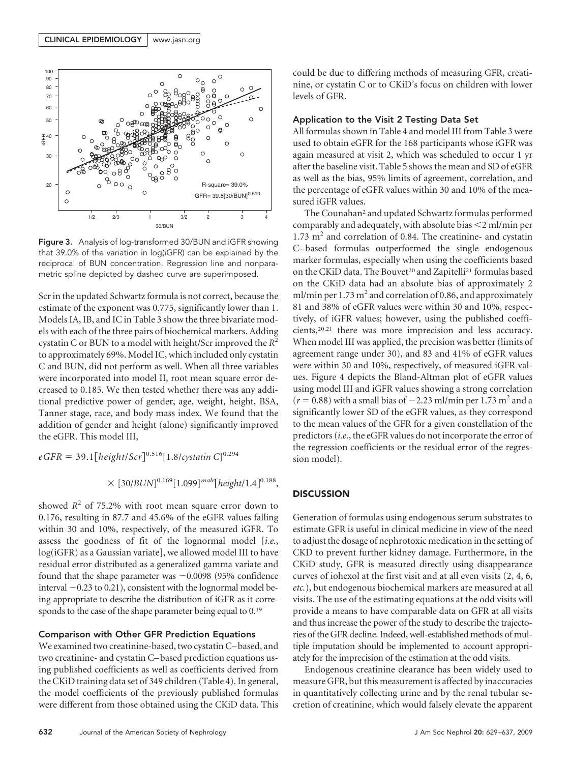Figure 3. Analysis of log-transformed 30/BUN and iGFR showing that 39.0% of the variation in log(iGFR) can be explained by the reciprocal of BUN concentration. Regression line and nonparametric spline depicted by dashed curve are superimposed.

Scr in the updated Schwartz formula is not correct, because the estimate of the exponent was 0.775, significantly lower than 1. Models IA, IB, and IC in Table 3 show the three bivariate models with each of the three pairs of biochemical markers. Adding cystatin C or BUN to a model with height/Scr improved the $R^2$ to approximately 69%. Model IC, which included only cystatin C and BUN, did not perform as well. When all three variables were incorporated into model II, root mean square error decreased to 0.185. We then tested whether there was any additional predictive power of gender, age, weight, height, BSA, Tanner stage, race, and body mass index. We found that the addition of gender and height (alone) significantly improved the eGFR. This model III,

$$eGFR = 39.1[height/Scr]^{0.516}[1.8/cystatin\ C]^{0.294} \times [30/BUN]^{0.169}[1.099]^{male}[height/1.4]^{0.188},$$

showed $R^2$ of 75.2% with root mean square error down to 0.176, resulting in 87.7 and 45.6% of the eGFR values falling within 30 and 10%, respectively, of the measured iGFR. To assess the goodness of fit of the lognormal model [*i.e.*, log(iGFR) as a Gaussian variate], we allowed model III to have residual error distributed as a generalized gamma variate and found that the shape parameter was −0.0098 (95% confidence interval −0.23 to 0.21), consistent with the lognormal model being appropriate to describe the distribution of iGFR as it corresponds to the case of the shape parameter being equal to 0.[19]

### Comparison with Other GFR Prediction Equations

We examined two creatinine-based, two cystatin C–based, and two creatinine- and cystatin C–based prediction equations using published coefficients as well as coefficients derived from the CKiD training data set of 349 children (Table 4). In general, the model coefficients of the previously published formulas were different from those obtained using the CKiD data. This could be due to differing methods of measuring GFR, creatinine, or cystatin C or to CKiD's focus on children with lower levels of GFR.

### Application to the Visit 2 Testing Data Set

All formulas shown in Table 4 and model III from Table 3 were used to obtain eGFR for the 168 participants whose iGFR was again measured at visit 2, which was scheduled to occur 1 yr after the baseline visit. Table 5 shows the mean and SD of eGFR as well as the bias, 95% limits of agreement, correlation, and the percentage of eGFR values within 30 and 10% of the measured iGFR values.

The Counahan[2] and updated Schwartz formulas performed comparably and adequately, with absolute bias <2 ml/min per 1.73 $m^2$ and correlation of 0.84. The creatinine- and cystatin C–based formulas outperformed the single endogenous marker formulas, especially when using the coefficients based on the CKiD data. The Bouvet[20] and Zapitelli[21] formulas based on the CKiD data had an absolute bias of approximately 2 ml/min per 1.73 $m^2$ and correlation of 0.86, and approximately 81 and 38% of eGFR values were within 30 and 10%, respectively, of iGFR values; however, using the published coefficients,[20,21] there was more imprecision and less accuracy. When model III was applied, the precision was better (limits of agreement range under 30), and 83 and 41% of eGFR values were within 30 and 10%, respectively, of measured iGFR values. Figure 4 depicts the Bland-Altman plot of eGFR values using model III and iGFR values showing a strong correlation ($r = 0.88$) with a small bias of −2.23 ml/min per 1.73 $m^2$ and a significantly lower SD of the eGFR values, as they correspond to the mean values of the GFR for a given constellation of the predictors (*i.e.*, the eGFR values do not incorporate the error of the regression coefficients or the residual error of the regression model).

## DISCUSSION

Generation of formulas using endogenous serum substrates to estimate GFR is useful in clinical medicine in view of the need to adjust the dosage of nephrotoxic medication in the setting of CKD to prevent further kidney damage. Furthermore, in the CKiD study, GFR is measured directly using disappearance curves of iohexol at the first visit and at all even visits (2, 4, 6, *etc.*), but endogenous biochemical markers are measured at all visits. The use of the estimating equations at the odd visits will provide a means to have comparable data on GFR at all visits and thus increase the power of the study to describe the trajectories of the GFR decline. Indeed, well-established methods of multiple imputation should be implemented to account appropriately for the imprecision of the estimation at the odd visits.

Endogenous creatinine clearance has been widely used to measure GFR, but this measurement is affected by inaccuracies in quantitatively collecting urine and by the renal tubular secretion of creatinine, which would falsely elevate the apparent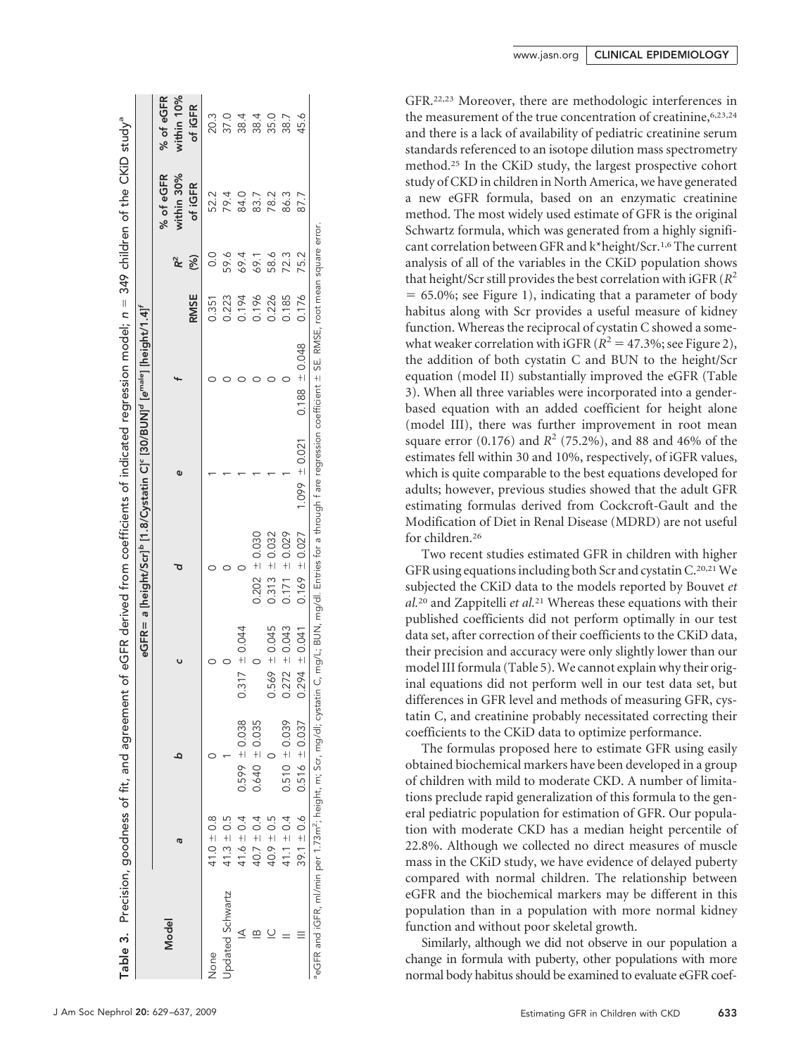**Table 3.** Precision, goodness of fit, and agreement of eGFR derived from coefficients of indicated regression model; $n = 349$ children of the CKiD study[a]

| Model | eGFR= $a$ [height/Scr][b] [1.8/Cystatin C][c] [30/BUN][d] [e[male]] [height/1.4][f] | | | | | | | | | |
|---|---|---|---|---|---|---|---|---|---|---|
| | a | b | c | d | e | f | RMSE | $R^2$ (%) | % of eGFR within 30% of iGFR | % of eGFR within 10% of iGFR |
| None | 41.0 ± 0.8 | 0 | 0 | 0 | 1 | 0 | 0.351 | 0.0 | 52.2 | 20.3 |
| Updated Schwartz | 41.3 ± 0.5 | 1 | 0 | 0 | 1 | 0 | 0.223 | 59.6 | 79.4 | 37.0 |
| IA | 41.6 ± 0.4 | 0.599 ± 0.038 | 0.317 ± 0.044 | 0 | 1 | 0 | 0.194 | 69.4 | 84.0 | 38.4 |
| IB | 40.7 ± 0.4 | 0.640 ± 0.035 | 0 | 0.202 ± 0.030 | 1 | 0 | 0.196 | 69.1 | 83.7 | 38.4 |
| IC | 40.9 ± 0.5 | 0 | 0.569 ± 0.045 | 0.313 ± 0.032 | 1 | 0 | 0.226 | 58.6 | 78.2 | 35.0 |
| II | 41.1 ± 0.4 | 0.510 ± 0.039 | 0.272 ± 0.043 | 0.171 ± 0.029 | 1 | 0 | 0.185 | 72.3 | 86.3 | 38.7 |
| III | 39.1 ± 0.6 | 0.516 ± 0.037 | 0.294 ± 0.041 | 0.169 ± 0.027 | 1.099 ± 0.021 | 0.188 ± 0.048 | 0.176 | 75.2 | 87.7 | 45.6 |

[a]eGFR and iGFR, ml/min per 1.73m²; height, m; Scr, mg/dl; cystatin C, mg/L; BUN, mg/dl. Entries for a through f are regression coefficient ± SE. RMSE, root mean square error.

GFR.[22,23] Moreover, there are methodologic interferences in the measurement of the true concentration of creatinine,[6,23,24] and there is a lack of availability of pediatric creatinine serum standards referenced to an isotope dilution mass spectrometry method.[25] In the CKiD study, the largest prospective cohort study of CKD in children in North America, we have generated a new eGFR formula, based on an enzymatic creatinine method. The most widely used estimate of GFR is the original Schwartz formula, which was generated from a highly significant correlation between GFR and k*height/Scr.[1,6] The current analysis of all of the variables in the CKiD population shows that height/Scr still provides the best correlation with iGFR ($R^2 = 65.0\%$; see Figure 1), indicating that a parameter of body habitus along with Scr provides a useful measure of kidney function. Whereas the reciprocal of cystatin C showed a somewhat weaker correlation with iGFR ($R^2 = 47.3\%$; see Figure 2), the addition of both cystatin C and BUN to the height/Scr equation (model II) substantially improved the eGFR (Table 3). When all three variables were incorporated into a gender-based equation with an added coefficient for height alone (model III), there was further improvement in root mean square error (0.176) and $R^2$ (75.2%), and 88 and 46% of the estimates fell within 30 and 10%, respectively, of iGFR values, which is quite comparable to the best equations developed for adults; however, previous studies showed that the adult GFR estimating formulas derived from Cockcroft-Gault and the Modification of Diet in Renal Disease (MDRD) are not useful for children.[26]

Two recent studies estimated GFR in children with higher GFR using equations including both Scr and cystatin C.[20,21] We subjected the CKiD data to the models reported by Bouvet *et al.*[20] and Zappitelli *et al.*[21] Whereas these equations with their published coefficients did not perform optimally in our test data set, after correction of their coefficients to the CKiD data, their precision and accuracy were only slightly lower than our model III formula (Table 5). We cannot explain why their original equations did not perform well in our test data set, but differences in GFR level and methods of measuring GFR, cystatin C, and creatinine probably necessitated correcting their coefficients to the CKiD data to optimize performance.

The formulas proposed here to estimate GFR using easily obtained biochemical markers have been developed in a group of children with mild to moderate CKD. A number of limitations preclude rapid generalization of this formula to the general pediatric population for estimation of GFR. Our population with moderate CKD has a median height percentile of 22.8%. Although we collected no direct measures of muscle mass in the CKiD study, we have evidence of delayed puberty compared with normal children. The relationship between eGFR and the biochemical markers may be different in this population than in a population with more normal kidney function and without poor skeletal growth.

Similarly, although we did not observe in our population a change in formula with puberty, other populations with more normal body habitus should be examined to evaluate eGFR coef-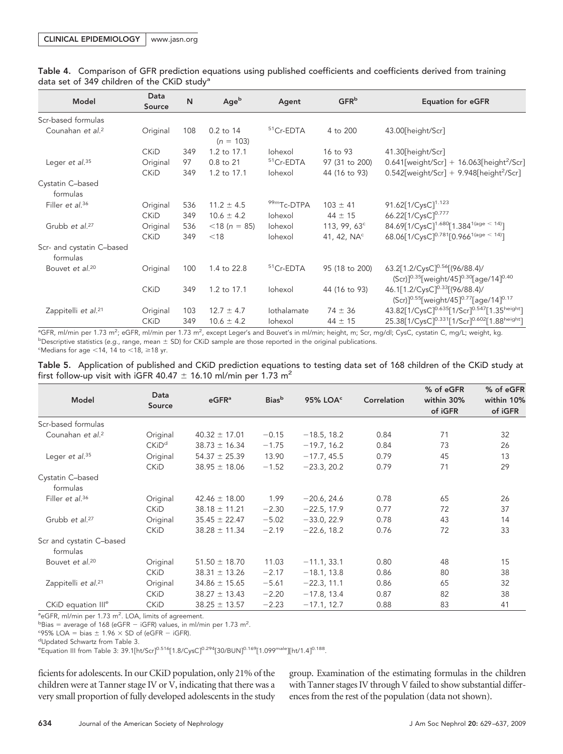**Table 4.** Comparison of GFR prediction equations using published coefficients and coefficients derived from training data set of 349 children of the CKiD study[a]

| Model | Data Source | N | Age[b] | Agent | GFR[b] | Equation for eGFR |
|---|---|---|---|---|---|---|
| Scr-based formulas | | | | | | |
| Counahan *et al.*[2] | Original | 108 | 0.2 to 14 ($n$ = 103) | $^{51}$Cr-EDTA | 4 to 200 | 43.00[height/Scr] |
| | CKiD | 349 | 1.2 to 17.1 | Iohexol | 16 to 93 | 41.30[height/Scr] |
| Leger *et al.*[35] | Original | 97 | 0.8 to 21 | $^{51}$Cr-EDTA | 97 (31 to 200) | 0.641[weight/Scr] + 16.063[height$^2$/Scr] |
| | CKiD | 349 | 1.2 to 17.1 | Iohexol | 44 (16 to 93) | 0.542[weight/Scr] + 9.948[height$^2$/Scr] |
| Cystatin C–based formulas | | | | | | |
| Filler *et al.*[36] | Original | 536 | 11.2 ± 4.5 | $^{99m}$Tc-DTPA | 103 ± 41 | 91.62[1/CysC]$^{1.123}$ |
| | CKiD | 349 | 10.6 ± 4.2 | Iohexol | 44 ± 15 | 66.22[1/CysC]$^{0.777}$ |
| Grubb *et al.*[27] | Original | 536 | <18 ($n$ = 85) | Iohexol | 113, 99, 63[c] | 84.69[1/CysC]$^{1.680}$[1.384$^{1(\text{age} < 14)}$] |
| | CKiD | 349 | <18 | Iohexol | 41, 42, NA[c] | 68.06[1/CysC]$^{0.781}$[0.966$^{1(\text{age} < 14)}$] |
| Scr- and cystatin C–based formulas | | | | | | |
| Bouvet *et al.*[20] | Original | 100 | 1.4 to 22.8 | $^{51}$Cr-EDTA | 95 (18 to 200) | 63.2[1.2/CysC]$^{0.56}$[(96/88.4)/(Scr)]$^{0.35}$[weight/45]$^{0.30}$[age/14]$^{0.40}$ |
| | CKiD | 349 | 1.2 to 17.1 | Iohexol | 44 (16 to 93) | 46.1[1.2/CysC]$^{0.33}$[(96/88.4)/(Scr)]$^{0.55}$[weight/45]$^{0.77}$[age/14]$^{0.17}$ |
| Zappitelli *et al.*[21] | Original | 103 | 12.7 ± 4.7 | Iothalamate | 74 ± 36 | 43.82[1/CysC]$^{0.635}$[1/Scr]$^{0.547}$[1.35$^{\text{height}}$] |
| | CKiD | 349 | 10.6 ± 4.2 | Iohexol | 44 ± 15 | 25.38[1/CysC]$^{0.331}$[1/Scr]$^{0.602}$[1.88$^{\text{height}}$] |

[a]GFR, ml/min per 1.73 m$^2$; eGFR, ml/min per 1.73 m$^2$, except Leger's and Bouvet's in ml/min; height, m; Scr, mg/dl; CysC, cystatin C, mg/L; weight, kg.
[b]Descriptive statistics (*e.g.*, range, mean ± SD) for CKiD sample are those reported in the original publications.
[c]Medians for age <14, 14 to <18, ≥18 yr.

**Table 5.** Application of published and CKiD prediction equations to testing data set of 168 children of the CKiD study at first follow-up visit with iGFR 40.47 ± 16.10 ml/min per 1.73 m$^2$

| Model | Data Source | eGFR[a] | Bias[b] | 95% LOA[c] | Correlation | % of eGFR within 30% of iGFR | % of eGFR within 10% of iGFR |
|---|---|---|---|---|---|---|---|
| Scr-based formulas | | | | | | | |
| Counahan *et al.*[2] | Original | 40.32 ± 17.01 | −0.15 | −18.5, 18.2 | 0.84 | 71 | 32 |
| | CKiD[d] | 38.73 ± 16.34 | −1.75 | −19.7, 16.2 | 0.84 | 73 | 26 |
| Leger *et al.*[35] | Original | 54.37 ± 25.39 | 13.90 | −17.7, 45.5 | 0.79 | 45 | 13 |
| | CKiD | 38.95 ± 18.06 | −1.52 | −23.3, 20.2 | 0.79 | 71 | 29 |
| Cystatin C–based formulas | | | | | | | |
| Filler *et al.*[36] | Original | 42.46 ± 18.00 | 1.99 | −20.6, 24.6 | 0.78 | 65 | 26 |
| | CKiD | 38.18 ± 11.21 | −2.30 | −22.5, 17.9 | 0.77 | 72 | 37 |
| Grubb *et al.*[27] | Original | 35.45 ± 22.47 | −5.02 | −33.0, 22.9 | 0.78 | 43 | 14 |
| | CKiD | 38.28 ± 11.34 | −2.19 | −22.6, 18.2 | 0.76 | 72 | 33 |
| Scr and cystatin C–based formulas | | | | | | | |
| Bouvet *et al.*[20] | Original | 51.50 ± 18.70 | 11.03 | −11.1, 33.1 | 0.80 | 48 | 15 |
| | CKiD | 38.31 ± 13.26 | −2.17 | −18.1, 13.8 | 0.86 | 80 | 38 |
| Zappitelli *et al.*[21] | Original | 34.86 ± 15.65 | −5.61 | −22.3, 11.1 | 0.86 | 65 | 32 |
| | CKiD | 38.27 ± 13.43 | −2.20 | −17.8, 13.4 | 0.87 | 82 | 38 |
| CKiD equation III[e] | CKiD | 38.25 ± 13.57 | −2.23 | −17.1, 12.7 | 0.88 | 83 | 41 |

[a]eGFR, ml/min per 1.73 m$^2$. LOA, limits of agreement.
[b]Bias = average of 168 (eGFR − iGFR) values, in ml/min per 1.73 m$^2$.
[c]95% LOA = bias ± 1.96 × SD of (eGFR − iGFR).
[d]Updated Schwartz from Table 3.
[e]Equation III from Table 3: 39.1[ht/Scr]$^{0.516}$[1.8/CysC]$^{0.294}$[30/BUN]$^{0.169}$[1.099$^{\text{male}}$][ht/1.4]$^{0.188}$.

ficients for adolescents. In our CKiD population, only 21% of the children were at Tanner stage IV or V, indicating that there was a very small proportion of fully developed adolescents in the study group. Examination of the estimating formulas in the children with Tanner stages IV through V failed to show substantial differences from the rest of the population (data not shown).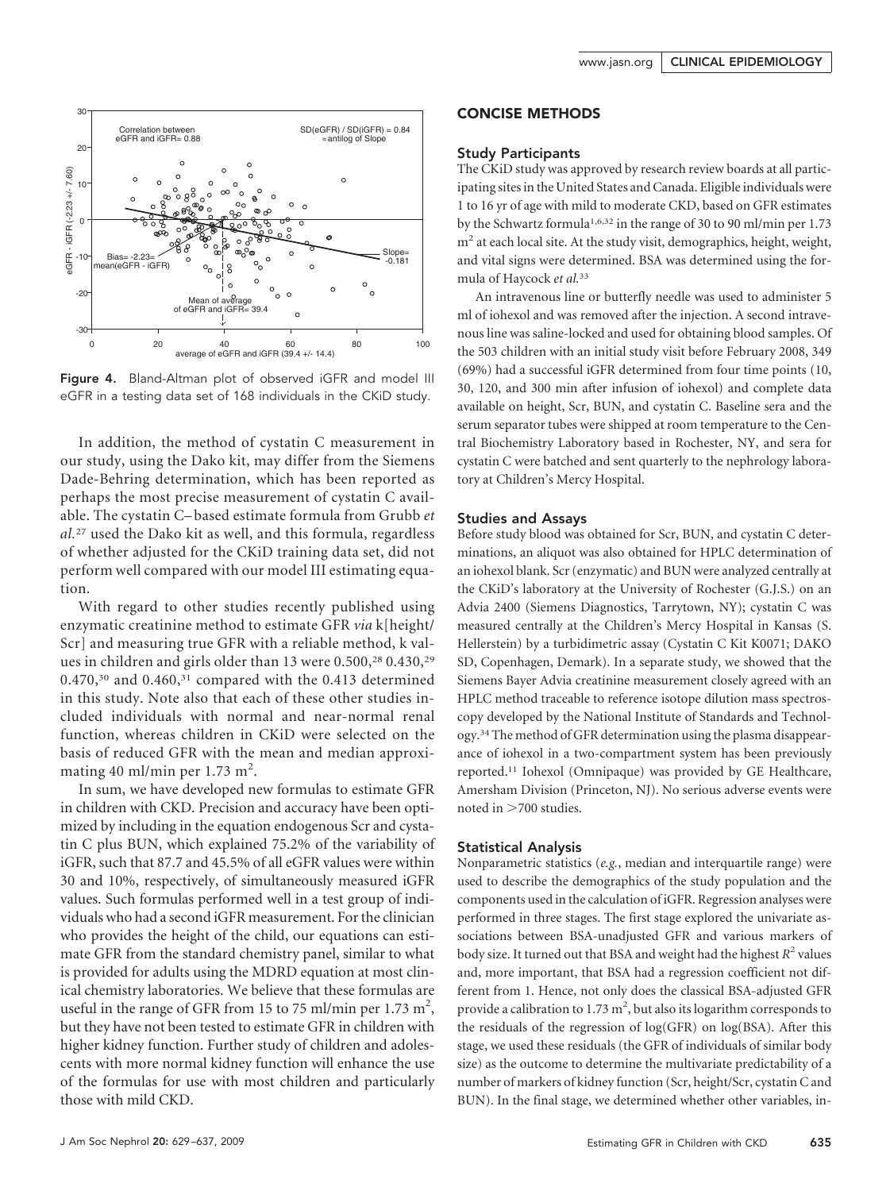Figure 4. Bland-Altman plot of observed iGFR and model III eGFR in a testing data set of 168 individuals in the CKiD study.

In addition, the method of cystatin C measurement in our study, using the Dako kit, may differ from the Siemens Dade-Behring determination, which has been reported as perhaps the most precise measurement of cystatin C available. The cystatin C–based estimate formula from Grubb *et al.*[27] used the Dako kit as well, and this formula, regardless of whether adjusted for the CKiD training data set, did not perform well compared with our model III estimating equation.

With regard to other studies recently published using enzymatic creatinine method to estimate GFR *via* k[height/Scr] and measuring true GFR with a reliable method, k values in children and girls older than 13 were 0.500,[28] 0.430,[29] 0.470,[30] and 0.460,[31] compared with the 0.413 determined in this study. Note also that each of these other studies included individuals with normal and near-normal renal function, whereas children in CKiD were selected on the basis of reduced GFR with the mean and median approximating 40 ml/min per 1.73 $m^2$.

In sum, we have developed new formulas to estimate GFR in children with CKD. Precision and accuracy have been optimized by including in the equation endogenous Scr and cystatin C plus BUN, which explained 75.2% of the variability of iGFR, such that 87.7 and 45.5% of all eGFR values were within 30 and 10%, respectively, of simultaneously measured iGFR values. Such formulas performed well in a test group of individuals who had a second iGFR measurement. For the clinician who provides the height of the child, our equations can estimate GFR from the standard chemistry panel, similar to what is provided for adults using the MDRD equation at most clinical chemistry laboratories. We believe that these formulas are useful in the range of GFR from 15 to 75 ml/min per 1.73 $m^2$, but they have not been tested to estimate GFR in children with higher kidney function. Further study of children and adolescents with more normal kidney function will enhance the use of the formulas for use with most children and particularly those with mild CKD.

## CONCISE METHODS

### Study Participants

The CKiD study was approved by research review boards at all participating sites in the United States and Canada. Eligible individuals were 1 to 16 yr of age with mild to moderate CKD, based on GFR estimates by the Schwartz formula[1,6,32] in the range of 30 to 90 ml/min per 1.73 $m^2$ at each local site. At the study visit, demographics, height, weight, and vital signs were determined. BSA was determined using the formula of Haycock *et al.*[33]

An intravenous line or butterfly needle was used to administer 5 ml of iohexol and was removed after the injection. A second intravenous line was saline-locked and used for obtaining blood samples. Of the 503 children with an initial study visit before February 2008, 349 (69%) had a successful iGFR determined from four time points (10, 30, 120, and 300 min after infusion of iohexol) and complete data available on height, Scr, BUN, and cystatin C. Baseline sera and the serum separator tubes were shipped at room temperature to the Central Biochemistry Laboratory based in Rochester, NY, and sera for cystatin C were batched and sent quarterly to the nephrology laboratory at Children's Mercy Hospital.

### Studies and Assays

Before study blood was obtained for Scr, BUN, and cystatin C determinations, an aliquot was also obtained for HPLC determination of an iohexol blank. Scr (enzymatic) and BUN were analyzed centrally at the CKiD's laboratory at the University of Rochester (G.J.S.) on an Advia 2400 (Siemens Diagnostics, Tarrytown, NY); cystatin C was measured centrally at the Children's Mercy Hospital in Kansas (S. Hellerstein) by a turbidimetric assay (Cystatin C Kit K0071; DAKO SD, Copenhagen, Demark). In a separate study, we showed that the Siemens Bayer Advia creatinine measurement closely agreed with an HPLC method traceable to reference isotope dilution mass spectroscopy developed by the National Institute of Standards and Technology.[34] The method of GFR determination using the plasma disappearance of iohexol in a two-compartment system has been previously reported.[11] Iohexol (Omnipaque) was provided by GE Healthcare, Amersham Division (Princeton, NJ). No serious adverse events were noted in >700 studies.

### Statistical Analysis

Nonparametric statistics (*e.g.*, median and interquartile range) were used to describe the demographics of the study population and the components used in the calculation of iGFR. Regression analyses were performed in three stages. The first stage explored the univariate associations between BSA-unadjusted GFR and various markers of body size. It turned out that BSA and weight had the highest $R^2$ values and, more important, that BSA had a regression coefficient not different from 1. Hence, not only does the classical BSA-adjusted GFR provide a calibration to 1.73 $m^2$, but also its logarithm corresponds to the residuals of the regression of log(GFR) on log(BSA). After this stage, we used these residuals (the GFR of individuals of similar body size) as the outcome to determine the multivariate predictability of a number of markers of kidney function (Scr, height/Scr, cystatin C and BUN). In the final stage, we determined whether other variables, in-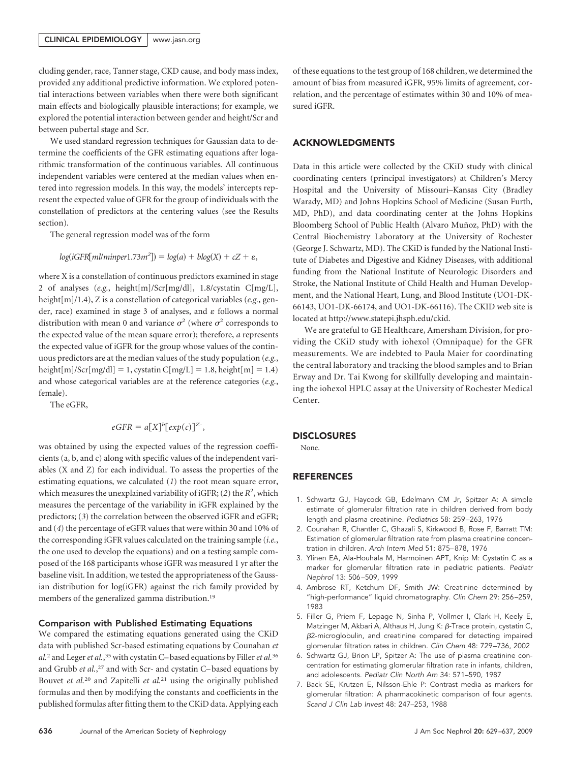cluding gender, race, Tanner stage, CKD cause, and body mass index, provided any additional predictive information. We explored potential interactions between variables when there were both significant main effects and biologically plausible interactions; for example, we explored the potential interaction between gender and height/Scr and between pubertal stage and Scr.

We used standard regression techniques for Gaussian data to determine the coefficients of the GFR estimating equations after logarithmic transformation of the continuous variables. All continuous independent variables were centered at the median values when entered into regression models. In this way, the models' intercepts represent the expected value of GFR for the group of individuals with the constellation of predictors at the centering values (see the Results section).

The general regression model was of the form

$$log(iGFR[ml/min per 1.73m^2]) = log(a) + blog(X) + cZ + \varepsilon,$$

where X is a constellation of continuous predictors examined in stage 2 of analyses (*e.g.*, height[m]/Scr[mg/dl], 1.8/cystatin C[mg/L], height[m]/1.4), Z is a constellation of categorical variables (*e.g.*, gender, race) examined in stage 3 of analyses, and $\varepsilon$ follows a normal distribution with mean 0 and variance $\sigma^2$ (where $\sigma^2$ corresponds to the expected value of the mean square error); therefore, *a* represents the expected value of iGFR for the group whose values of the continuous predictors are at the median values of the study population (*e.g.*, height[m]/Scr[mg/dl] = 1, cystatin C[mg/L] = 1.8, height[m] = 1.4) and whose categorical variables are at the reference categories (*e.g.*, female).

The eGFR,

$$eGFR = a[X]^b[exp(c)]^{Z},$$

was obtained by using the expected values of the regression coefficients (a, b, and c) along with specific values of the independent variables (X and Z) for each individual. To assess the properties of the estimating equations, we calculated (*1*) the root mean square error, which measures the unexplained variability of iGFR; (*2*) the $R^2$, which measures the percentage of the variability in iGFR explained by the predictors; (*3*) the correlation between the observed iGFR and eGFR; and (*4*) the percentage of eGFR values that were within 30 and 10% of the corresponding iGFR values calculated on the training sample (*i.e.*, the one used to develop the equations) and on a testing sample composed of the 168 participants whose iGFR was measured 1 yr after the baseline visit. In addition, we tested the appropriateness of the Gaussian distribution for log(iGFR) against the rich family provided by members of the generalized gamma distribution.[19]

### Comparison with Published Estimating Equations

We compared the estimating equations generated using the CKiD data with published Scr-based estimating equations by Counahan *et al.*[2] and Leger *et al.*,[35] with cystatin C–based equations by Filler *et al.*[36] and Grubb *et al.*,[27] and with Scr- and cystatin C–based equations by Bouvet *et al.*[20] and Zapitelli *et al.*[21] using the originally published formulas and then by modifying the constants and coefficients in the published formulas after fitting them to the CKiD data. Applying each of these equations to the test group of 168 children, we determined the amount of bias from measured iGFR, 95% limits of agreement, correlation, and the percentage of estimates within 30 and 10% of measured iGFR.

## ACKNOWLEDGMENTS

Data in this article were collected by the CKiD study with clinical coordinating centers (principal investigators) at Children's Mercy Hospital and the University of Missouri–Kansas City (Bradley Warady, MD) and Johns Hopkins School of Medicine (Susan Furth, MD, PhD), and data coordinating center at the Johns Hopkins Bloomberg School of Public Health (Alvaro Muñoz, PhD) with the Central Biochemistry Laboratory at the University of Rochester (George J. Schwartz, MD). The CKiD is funded by the National Institute of Diabetes and Digestive and Kidney Diseases, with additional funding from the National Institute of Neurologic Disorders and Stroke, the National Institute of Child Health and Human Development, and the National Heart, Lung, and Blood Institute (UO1-DK-66143, UO1-DK-66174, and UO1-DK-66116). The CKID web site is located at http://www.statepi.jhsph.edu/ckid.

We are grateful to GE Healthcare, Amersham Division, for providing the CKiD study with iohexol (Omnipaque) for the GFR measurements. We are indebted to Paula Maier for coordinating the central laboratory and tracking the blood samples and to Brian Erway and Dr. Tai Kwong for skillfully developing and maintaining the iohexol HPLC assay at the University of Rochester Medical Center.

## DISCLOSURES

None.

## REFERENCES

1. Schwartz GJ, Haycock GB, Edelmann CM Jr, Spitzer A: A simple estimate of glomerular filtration rate in children derived from body length and plasma creatinine. *Pediatrics* 58: 259–263, 1976
2. Counahan R, Chantler C, Ghazali S, Kirkwood B, Rose F, Barratt TM: Estimation of glomerular filtration rate from plasma creatinine concentration in children. *Arch Intern Med* 51: 875–878, 1976
3. Ylinen EA, Ala-Houhala M, Harmoinen APT, Knip M: Cystatin C as a marker for glomerular filtration rate in pediatric patients. *Pediatr Nephrol* 13: 506–509, 1999
4. Ambrose RT, Ketchum DF, Smith JW: Creatinine determined by "high-performance" liquid chromatography. *Clin Chem* 29: 256–259, 1983
5. Filler G, Priem F, Lepage N, Sinha P, Vollmer I, Clark H, Keely E, Matzinger M, Akbari A, Althaus H, Jung K: $\beta$-Trace protein, cystatin C, $\beta$2-microglobulin, and creatinine compared for detecting impaired glomerular filtration rates in children. *Clin Chem* 48: 729–736, 2002
6. Schwartz GJ, Brion LP, Spitzer A: The use of plasma creatinine concentration for estimating glomerular filtration rate in infants, children, and adolescents. *Pediatr Clin North Am* 34: 571–590, 1987
7. Back SE, Krutzen E, Nilsson-Ehle P: Contrast media as markers for glomerular filtration: A pharmacokinetic comparison of four agents. *Scand J Clin Lab Invest* 48: 247–253, 1988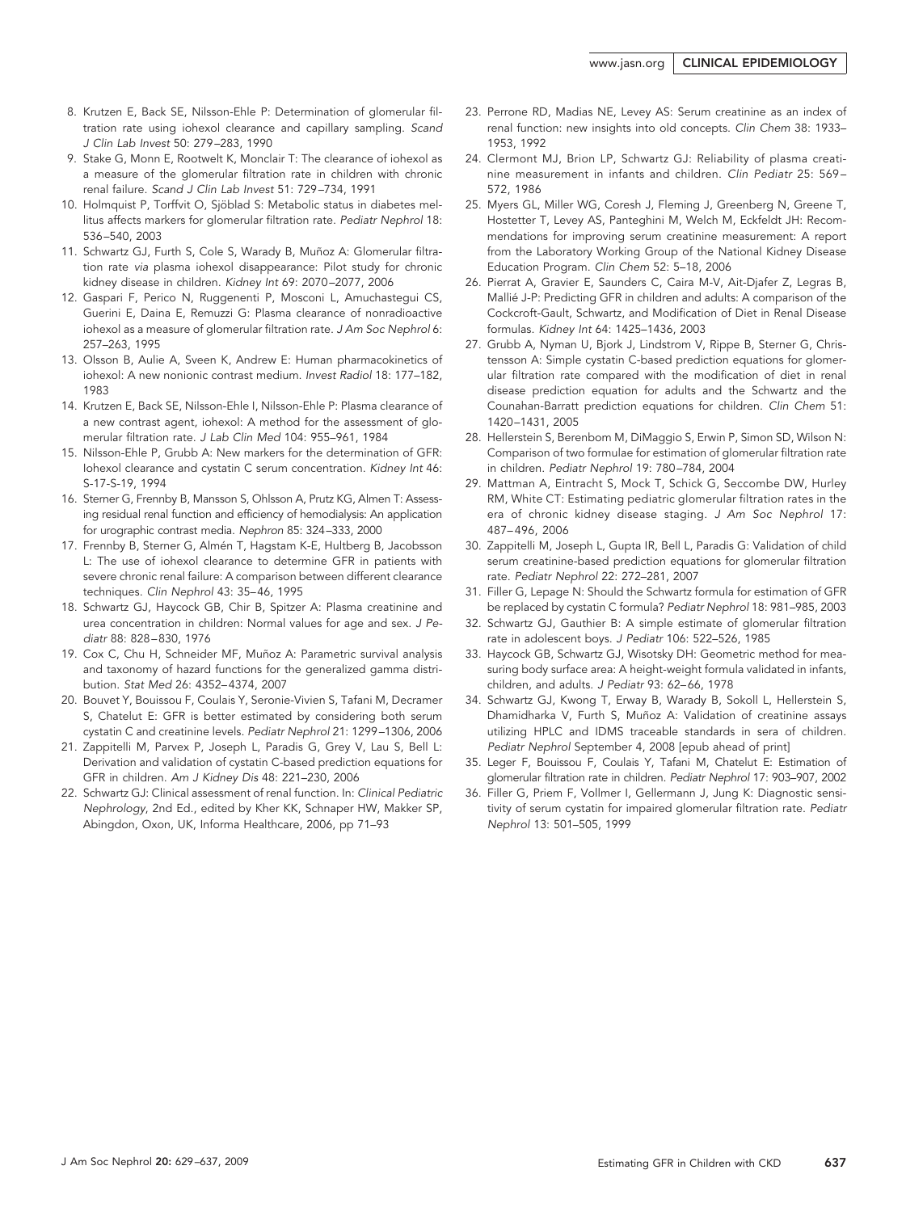8. Krutzen E, Back SE, Nilsson-Ehle P: Determination of glomerular filtration rate using iohexol clearance and capillary sampling. *Scand J Clin Lab Invest* 50: 279–283, 1990
9. Stake G, Monn E, Rootwelt K, Monclair T: The clearance of iohexol as a measure of the glomerular filtration rate in children with chronic renal failure. *Scand J Clin Lab Invest* 51: 729–734, 1991
10. Holmquist P, Torffvit O, Sjöblad S: Metabolic status in diabetes mellitus affects markers for glomerular filtration rate. *Pediatr Nephrol* 18: 536–540, 2003
11. Schwartz GJ, Furth S, Cole S, Warady B, Muñoz A: Glomerular filtration rate *via* plasma iohexol disappearance: Pilot study for chronic kidney disease in children. *Kidney Int* 69: 2070–2077, 2006
12. Gaspari F, Perico N, Ruggenenti P, Mosconi L, Amuchastegui CS, Guerini E, Daina E, Remuzzi G: Plasma clearance of nonradioactive iohexol as a measure of glomerular filtration rate. *J Am Soc Nephrol* 6: 257–263, 1995
13. Olsson B, Aulie A, Sveen K, Andrew E: Human pharmacokinetics of iohexol: A new nonionic contrast medium. *Invest Radiol* 18: 177–182, 1983
14. Krutzen E, Back SE, Nilsson-Ehle I, Nilsson-Ehle P: Plasma clearance of a new contrast agent, iohexol: A method for the assessment of glomerular filtration rate. *J Lab Clin Med* 104: 955–961, 1984
15. Nilsson-Ehle P, Grubb A: New markers for the determination of GFR: Iohexol clearance and cystatin C serum concentration. *Kidney Int* 46: S-17-S-19, 1994
16. Sterner G, Frennby B, Mansson S, Ohlsson A, Prutz KG, Almen T: Assessing residual renal function and efficiency of hemodialysis: An application for urographic contrast media. *Nephron* 85: 324–333, 2000
17. Frennby B, Sterner G, Almén T, Hagstam K-E, Hultberg B, Jacobsson L: The use of iohexol clearance to determine GFR in patients with severe chronic renal failure: A comparison between different clearance techniques. *Clin Nephrol* 43: 35–46, 1995
18. Schwartz GJ, Haycock GB, Chir B, Spitzer A: Plasma creatinine and urea concentration in children: Normal values for age and sex. *J Pediatr* 88: 828–830, 1976
19. Cox C, Chu H, Schneider MF, Muñoz A: Parametric survival analysis and taxonomy of hazard functions for the generalized gamma distribution. *Stat Med* 26: 4352–4374, 2007
20. Bouvet Y, Bouissou F, Coulais Y, Seronie-Vivien S, Tafani M, Decramer S, Chatelut E: GFR is better estimated by considering both serum cystatin C and creatinine levels. *Pediatr Nephrol* 21: 1299–1306, 2006
21. Zappitelli M, Parvex P, Joseph L, Paradis G, Grey V, Lau S, Bell L: Derivation and validation of cystatin C-based prediction equations for GFR in children. *Am J Kidney Dis* 48: 221–230, 2006
22. Schwartz GJ: Clinical assessment of renal function. In: *Clinical Pediatric Nephrology*, 2nd Ed., edited by Kher KK, Schnaper HW, Makker SP, Abingdon, Oxon, UK, Informa Healthcare, 2006, pp 71–93
23. Perrone RD, Madias NE, Levey AS: Serum creatinine as an index of renal function: new insights into old concepts. *Clin Chem* 38: 1933–1953, 1992
24. Clermont MJ, Brion LP, Schwartz GJ: Reliability of plasma creatinine measurement in infants and children. *Clin Pediatr* 25: 569–572, 1986
25. Myers GL, Miller WG, Coresh J, Fleming J, Greenberg N, Greene T, Hostetter T, Levey AS, Panteghini M, Welch M, Eckfeldt JH: Recommendations for improving serum creatinine measurement: A report from the Laboratory Working Group of the National Kidney Disease Education Program. *Clin Chem* 52: 5–18, 2006
26. Pierrat A, Gravier E, Saunders C, Caira M-V, Ait-Djafer Z, Legras B, Mallié J-P: Predicting GFR in children and adults: A comparison of the Cockcroft-Gault, Schwartz, and Modification of Diet in Renal Disease formulas. *Kidney Int* 64: 1425–1436, 2003
27. Grubb A, Nyman U, Bjork J, Lindstrom V, Rippe B, Sterner G, Christensson A: Simple cystatin C-based prediction equations for glomerular filtration rate compared with the modification of diet in renal disease prediction equation for adults and the Schwartz and the Counahan-Barratt prediction equations for children. *Clin Chem* 51: 1420–1431, 2005
28. Hellerstein S, Berenbom M, DiMaggio S, Erwin P, Simon SD, Wilson N: Comparison of two formulae for estimation of glomerular filtration rate in children. *Pediatr Nephrol* 19: 780–784, 2004
29. Mattman A, Eintracht S, Mock T, Schick G, Seccombe DW, Hurley RM, White CT: Estimating pediatric glomerular filtration rates in the era of chronic kidney disease staging. *J Am Soc Nephrol* 17: 487–496, 2006
30. Zappitelli M, Joseph L, Gupta IR, Bell L, Paradis G: Validation of child serum creatinine-based prediction equations for glomerular filtration rate. *Pediatr Nephrol* 22: 272–281, 2007
31. Filler G, Lepage N: Should the Schwartz formula for estimation of GFR be replaced by cystatin C formula? *Pediatr Nephrol* 18: 981–985, 2003
32. Schwartz GJ, Gauthier B: A simple estimate of glomerular filtration rate in adolescent boys. *J Pediatr* 106: 522–526, 1985
33. Haycock GB, Schwartz GJ, Wisotsky DH: Geometric method for measuring body surface area: A height-weight formula validated in infants, children, and adults. *J Pediatr* 93: 62–66, 1978
34. Schwartz GJ, Kwong T, Erway B, Warady B, Sokoll L, Hellerstein S, Dhamidharka V, Furth S, Muñoz A: Validation of creatinine assays utilizing HPLC and IDMS traceable standards in sera of children. *Pediatr Nephrol* September 4, 2008 [epub ahead of print]
35. Leger F, Bouissou F, Coulais Y, Tafani M, Chatelut E: Estimation of glomerular filtration rate in children. *Pediatr Nephrol* 17: 903–907, 2002
36. Filler G, Priem F, Vollmer I, Gellermann J, Jung K: Diagnostic sensitivity of serum cystatin for impaired glomerular filtration rate. *Pediatr Nephrol* 13: 501–505, 1999